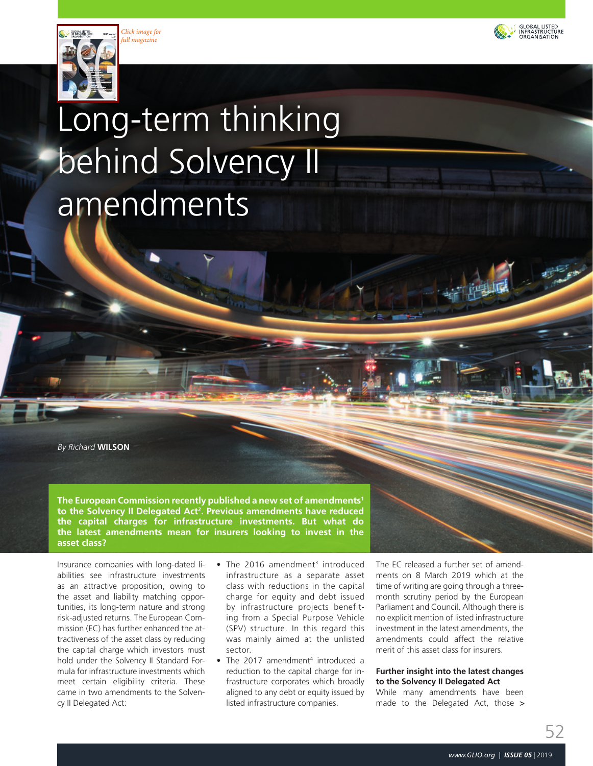# Long-term thinking behind Solvency II amendments

*By Richard* **WILSON**

**The European Commission recently published a new set of amendments[1] to the Solvency II Delegated Act[2]. Previous amendments have reduced the capital charges for infrastructure investments. But what do the latest amendments mean for insurers looking to invest in the asset class?**

Insurance companies with long-dated liabilities see infrastructure investments as an attractive proposition, owing to the asset and liability matching opportunities, its long-term nature and strong risk-adjusted returns. The European Commission (EC) has further enhanced the attractiveness of the asset class by reducing the capital charge which investors must hold under the Solvency II Standard Formula for infrastructure investments which meet certain eligibility criteria. These came in two amendments to the Solvency II Delegated Act:

- The 2016 amendment[3] introduced infrastructure as a separate asset class with reductions in the capital charge for equity and debt issued by infrastructure projects benefiting from a Special Purpose Vehicle (SPV) structure. In this regard this was mainly aimed at the unlisted sector.
- The 2017 amendment[4] introduced a reduction to the capital charge for infrastructure corporates which broadly aligned to any debt or equity issued by listed infrastructure companies.

The EC released a further set of amendments on 8 March 2019 which at the time of writing are going through a three-month scrutiny period by the European Parliament and Council. Although there is no explicit mention of listed infrastructure investment in the latest amendments, the amendments could affect the relative merit of this asset class for insurers.

### Further insight into the latest changes to the Solvency II Delegated Act

While many amendments have been made to the Delegated Act, those >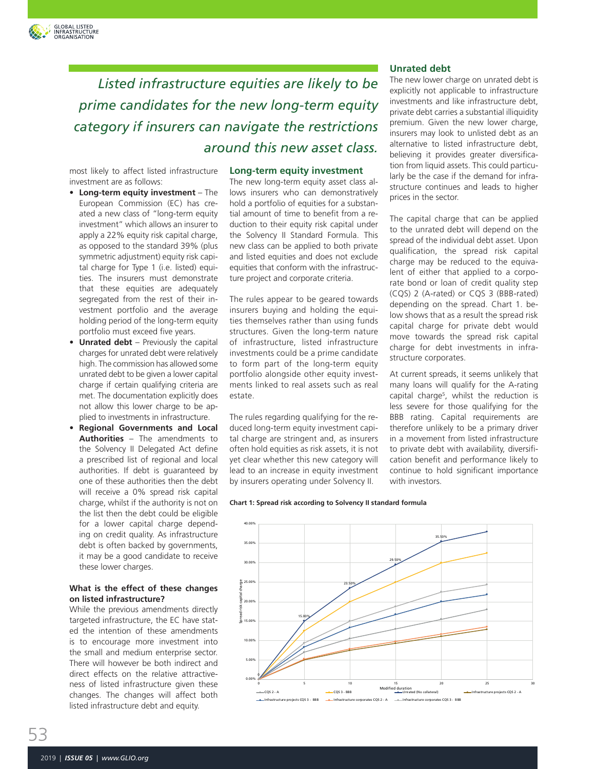> *Listed infrastructure equities are likely to be prime candidates for the new long-term equity category if insurers can navigate the restrictions around this new asset class.*

most likely to affect listed infrastructure investment are as follows:

- **Long-term equity investment** – The European Commission (EC) has created a new class of "long-term equity investment" which allows an insurer to apply a 22% equity risk capital charge, as opposed to the standard 39% (plus symmetric adjustment) equity risk capital charge for Type 1 (i.e. listed) equities. The insurers must demonstrate that these equities are adequately segregated from the rest of their investment portfolio and the average holding period of the long-term equity portfolio must exceed five years.
- **Unrated debt** – Previously the capital charges for unrated debt were relatively high. The commission has allowed some unrated debt to be given a lower capital charge if certain qualifying criteria are met. The documentation explicitly does not allow this lower charge to be applied to investments in infrastructure.
- **Regional Governments and Local Authorities** – The amendments to the Solvency II Delegated Act define a prescribed list of regional and local authorities. If debt is guaranteed by one of these authorities then the debt will receive a 0% spread risk capital charge, whilst if the authority is not on the list then the debt could be eligible for a lower capital charge depending on credit quality. As infrastructure debt is often backed by governments, it may be a good candidate to receive these lower charges.

**What is the effect of these changes on listed infrastructure?**

While the previous amendments directly targeted infrastructure, the EC have stated the intention of these amendments is to encourage more investment into the small and medium enterprise sector. There will however be both indirect and direct effects on the relative attractiveness of listed infrastructure given these changes. The changes will affect both listed infrastructure debt and equity.

### Long-term equity investment

The new long-term equity asset class allows insurers who can demonstratively hold a portfolio of equities for a substantial amount of time to benefit from a reduction to their equity risk capital under the Solvency II Standard Formula. This new class can be applied to both private and listed equities and does not exclude equities that conform with the infrastructure project and corporate criteria.

The rules appear to be geared towards insurers buying and holding the equities themselves rather than using funds structures. Given the long-term nature of infrastructure, listed infrastructure investments could be a prime candidate to form part of the long-term equity portfolio alongside other equity investments linked to real assets such as real estate.

The rules regarding qualifying for the reduced long-term equity investment capital charge are stringent and, as insurers often hold equities as risk assets, it is not yet clear whether this new category will lead to an increase in equity investment by insurers operating under Solvency II.

### Unrated debt

The new lower charge on unrated debt is explicitly not applicable to infrastructure investments and like infrastructure debt, private debt carries a substantial illiquidity premium. Given the new lower charge, insurers may look to unlisted debt as an alternative to listed infrastructure debt, believing it provides greater diversification from liquid assets. This could particularly be the case if the demand for infrastructure continues and leads to higher prices in the sector.

The capital charge that can be applied to the unrated debt will depend on the spread of the individual debt asset. Upon qualification, the spread risk capital charge may be reduced to the equivalent of either that applied to a corporate bond or loan of credit quality step (CQS) 2 (A-rated) or CQS 3 (BBB-rated) depending on the spread. Chart 1. below shows that as a result the spread risk capital charge for private debt would move towards the spread risk capital charge for debt investments in infrastructure corporates.

At current spreads, it seems unlikely that many loans will qualify for the A-rating capital charge[5], whilst the reduction is less severe for those qualifying for the BBB rating. Capital requirements are therefore unlikely to be a primary driver in a movement from listed infrastructure to private debt with availability, diversification benefit and performance likely to continue to hold significant importance with investors.

**Chart 1: Spread risk according to Solvency II standard formula**

Chart series: CQS 2 - A; CQS 3 - BBB; Unrated (No collateral); Infrastructure projects CQS 2 - A; Infrastructure projects CQS 3 - BBB; Infrastructure corporates CQS 2 - A; Infrastructure corporates CQS 3 - BBB. X-axis: Modified duration (0–30). Y-axis: Spread risk capital charge (0.00%–40.00%). Labelled points: 15.00%, 23.50%, 29.50%, 35.50%.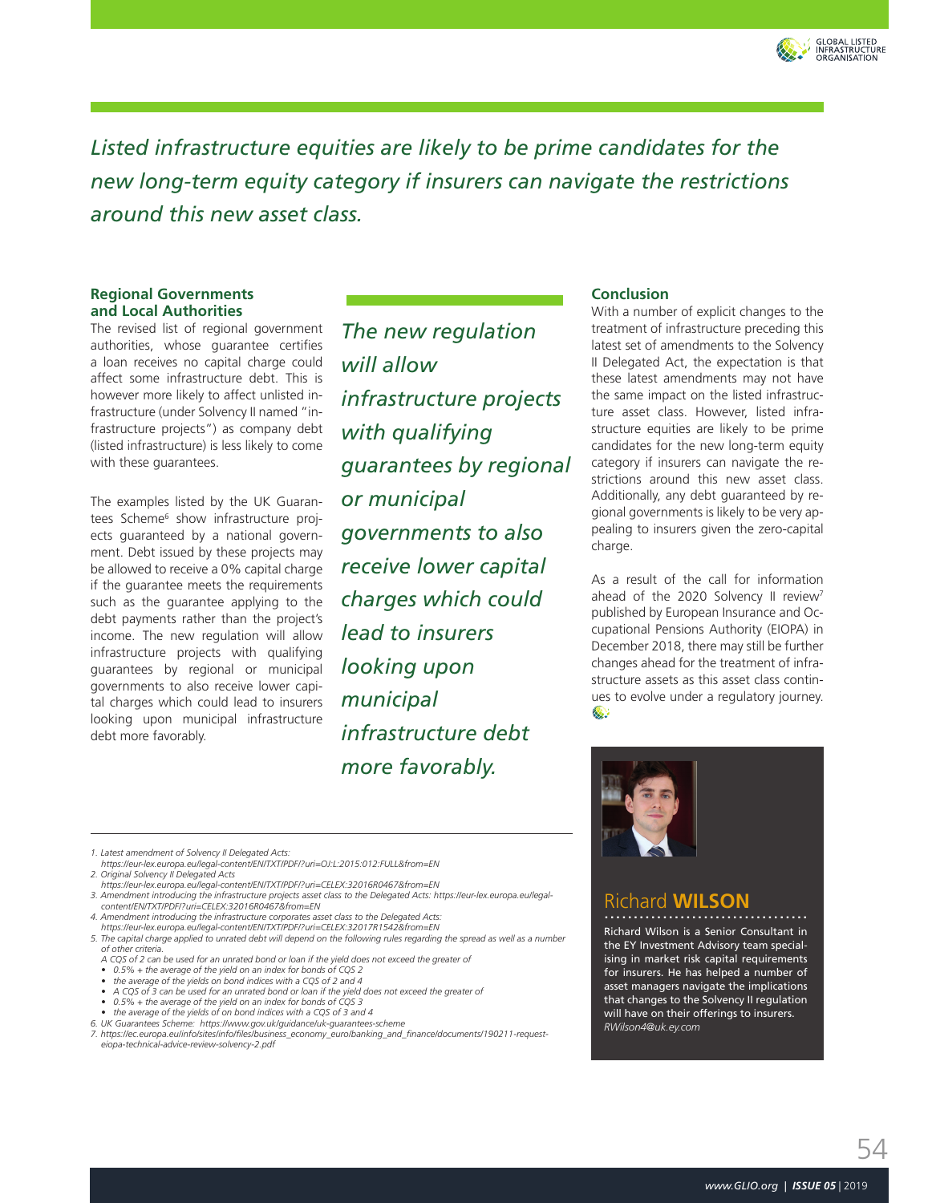*Listed infrastructure equities are likely to be prime candidates for the new long-term equity category if insurers can navigate the restrictions around this new asset class.*

### Regional Governments and Local Authorities

The revised list of regional government authorities, whose guarantee certifies a loan receives no capital charge could affect some infrastructure debt. This is however more likely to affect unlisted infrastructure (under Solvency II named "infrastructure projects") as company debt (listed infrastructure) is less likely to come with these guarantees.

The examples listed by the UK Guarantees Scheme[6] show infrastructure projects guaranteed by a national government. Debt issued by these projects may be allowed to receive a 0% capital charge if the guarantee meets the requirements such as the guarantee applying to the debt payments rather than the project's income. The new regulation will allow infrastructure projects with qualifying guarantees by regional or municipal governments to also receive lower capital charges which could lead to insurers looking upon municipal infrastructure debt more favorably.

*The new regulation will allow infrastructure projects with qualifying guarantees by regional or municipal governments to also receive lower capital charges which could lead to insurers looking upon municipal infrastructure debt more favorably.*

### Conclusion

With a number of explicit changes to the treatment of infrastructure preceding this latest set of amendments to the Solvency II Delegated Act, the expectation is that these latest amendments may not have the same impact on the listed infrastructure asset class. However, listed infrastructure equities are likely to be prime candidates for the new long-term equity category if insurers can navigate the restrictions around this new asset class. Additionally, any debt guaranteed by regional governments is likely to be very appealing to insurers given the zero-capital charge.

As a result of the call for information ahead of the 2020 Solvency II review[7] published by European Insurance and Occupational Pensions Authority (EIOPA) in December 2018, there may still be further changes ahead for the treatment of infrastructure assets as this asset class continues to evolve under a regulatory journey.

## Richard **WILSON**

Richard Wilson is a Senior Consultant in the EY Investment Advisory team specialising in market risk capital requirements for insurers. He has helped a number of asset managers navigate the implications that changes to the Solvency II regulation will have on their offerings to insurers.
*RWilson4@uk.ey.com*

---

*1. Latest amendment of Solvency II Delegated Acts: https://eur-lex.europa.eu/legal-content/EN/TXT/PDF/?uri=OJ:L:2015:012:FULL&from=EN*
*2. Original Solvency II Delegated Acts https://eur-lex.europa.eu/legal-content/EN/TXT/PDF/?uri=CELEX:32016R0467&from=EN*
*3. Amendment introducing the infrastructure projects asset class to the Delegated Acts: https://eur-lex.europa.eu/legal-content/EN/TXT/PDF/?uri=CELEX:32016R0467&from=EN*
*4. Amendment introducing the infrastructure corporates asset class to the Delegated Acts: https://eur-lex.europa.eu/legal-content/EN/TXT/PDF/?uri=CELEX:32017R1542&from=EN*
*5. The capital charge applied to unrated debt will depend on the following rules regarding the spread as well as a number of other criteria.*
*A CQS of 2 can be used for an unrated bond or loan if the yield does not exceed the greater of*
- *0.5% + the average of the yield on an index for bonds of CQS 2*
- *the average of the yields on bond indices with a CQS of 2 and 4*
- *A CQS of 3 can be used for an unrated bond or loan if the yield does not exceed the greater of*
- *0.5% + the average of the yield on an index for bonds of CQS 3*
- *the average of the yields of on bond indices with a CQS of 3 and 4*

*6. UK Guarantees Scheme: https://www.gov.uk/guidance/uk-guarantees-scheme*
*7. https://ec.europa.eu/info/sites/info/files/business_economy_euro/banking_and_finance/documents/190211-request-eiopa-technical-advice-review-solvency-2.pdf*